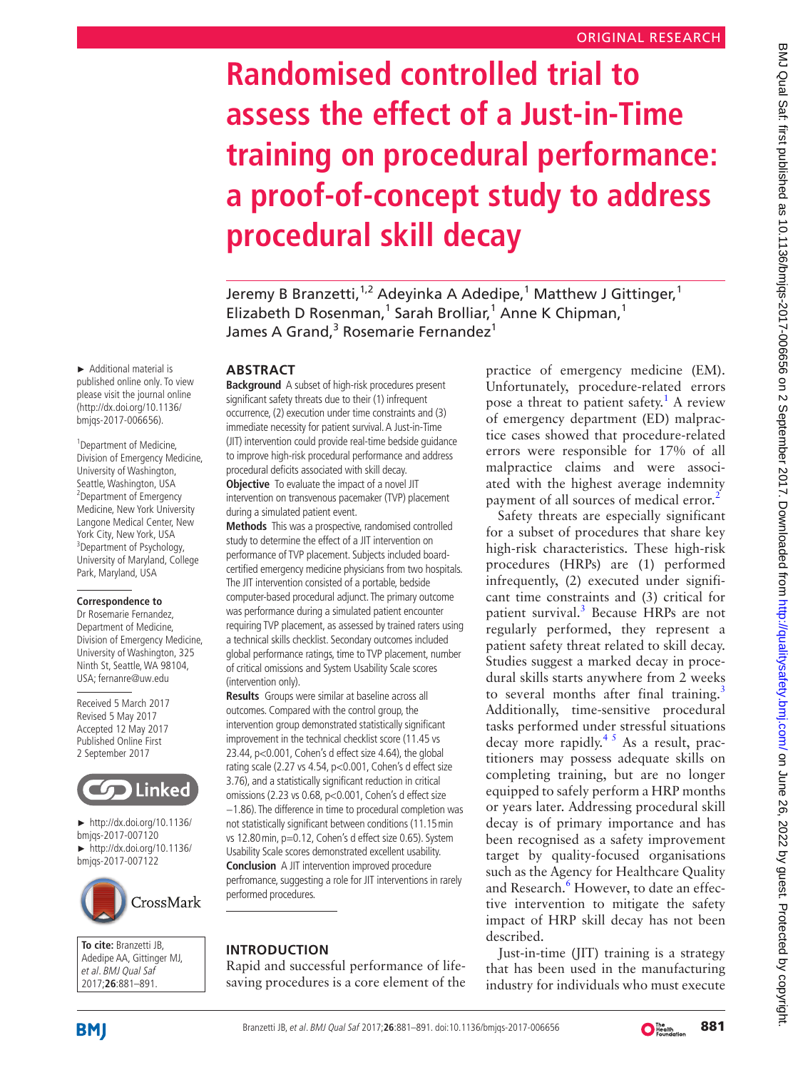ORIGINAL RESEARCH

# Randomised controlled trial to assess the effect of a Just-in-Time training on procedural performance: a proof-of-concept study to address procedural skill decay

Jeremy B Branzetti,[1,2] Adeyinka A Adedipe,[1] Matthew J Gittinger,[1] Elizabeth D Rosenman,[1] Sarah Brolliar,[1] Anne K Chipman,[1] James A Grand,[3] Rosemarie Fernandez[1]

► Additional material is published online only. To view please visit the journal online (http://dx.doi.org/10.1136/bmjqs-2017-006656).

[1]Department of Medicine, Division of Emergency Medicine, University of Washington, Seattle, Washington, USA
[2]Department of Emergency Medicine, New York University Langone Medical Center, New York City, New York, USA
[3]Department of Psychology, University of Maryland, College Park, Maryland, USA

**Correspondence to**
Dr Rosemarie Fernandez, Department of Medicine, Division of Emergency Medicine, University of Washington, 325 Ninth St, Seattle, WA 98104, USA; fernanre@uw.edu

Received 5 March 2017
Revised 5 May 2017
Accepted 12 May 2017
Published Online First 2 September 2017

► http://dx.doi.org/10.1136/bmjqs-2017-007120
► http://dx.doi.org/10.1136/bmjqs-2017-007122

**To cite:** Branzetti JB, Adedipe AA, Gittinger MJ, *et al*. *BMJ Qual Saf* 2017;**26**:881–891.

## ABSTRACT

**Background** A subset of high-risk procedures present significant safety threats due to their (1) infrequent occurrence, (2) execution under time constraints and (3) immediate necessity for patient survival. A Just-in-Time (JIT) intervention could provide real-time bedside guidance to improve high-risk procedural performance and address procedural deficits associated with skill decay.

**Objective** To evaluate the impact of a novel JIT intervention on transvenous pacemaker (TVP) placement during a simulated patient event.

**Methods** This was a prospective, randomised controlled study to determine the effect of a JIT intervention on performance of TVP placement. Subjects included board-certified emergency medicine physicians from two hospitals. The JIT intervention consisted of a portable, bedside computer-based procedural adjunct. The primary outcome was performance during a simulated patient encounter requiring TVP placement, as assessed by trained raters using a technical skills checklist. Secondary outcomes included global performance ratings, time to TVP placement, number of critical omissions and System Usability Scale scores (intervention only).

**Results** Groups were similar at baseline across all outcomes. Compared with the control group, the intervention group demonstrated statistically significant improvement in the technical checklist score (11.45 vs 23.44, p<0.001, Cohen's d effect size 4.64), the global rating scale (2.27 vs 4.54, p<0.001, Cohen's d effect size 3.76), and a statistically significant reduction in critical omissions (2.23 vs 0.68, p<0.001, Cohen's d effect size −1.86). The difference in time to procedural completion was not statistically significant between conditions (11.15 min vs 12.80 min, p=0.12, Cohen's d effect size 0.65). System Usability Scale scores demonstrated excellent usability.

**Conclusion** A JIT intervention improved procedure perfromance, suggesting a role for JIT interventions in rarely performed procedures.

## INTRODUCTION

Rapid and successful performance of life-saving procedures is a core element of the practice of emergency medicine (EM). Unfortunately, procedure-related errors pose a threat to patient safety.[1] A review of emergency department (ED) malpractice cases showed that procedure-related errors were responsible for 17% of all malpractice claims and were associated with the highest average indemnity payment of all sources of medical error.[2]

Safety threats are especially significant for a subset of procedures that share key high-risk characteristics. These high-risk procedures (HRPs) are (1) performed infrequently, (2) executed under significant time constraints and (3) critical for patient survival.[3] Because HRPs are not regularly performed, they represent a patient safety threat related to skill decay. Studies suggest a marked decay in procedural skills starts anywhere from 2 weeks to several months after final training.[3] Additionally, time-sensitive procedural tasks performed under stressful situations decay more rapidly.[4,5] As a result, practitioners may possess adequate skills on completing training, but are no longer equipped to safely perform a HRP months or years later. Addressing procedural skill decay is of primary importance and has been recognised as a safety improvement target by quality-focused organisations such as the Agency for Healthcare Quality and Research.[6] However, to date an effective intervention to mitigate the safety impact of HRP skill decay has not been described.

Just-in-time (JIT) training is a strategy that has been used in the manufacturing industry for individuals who must execute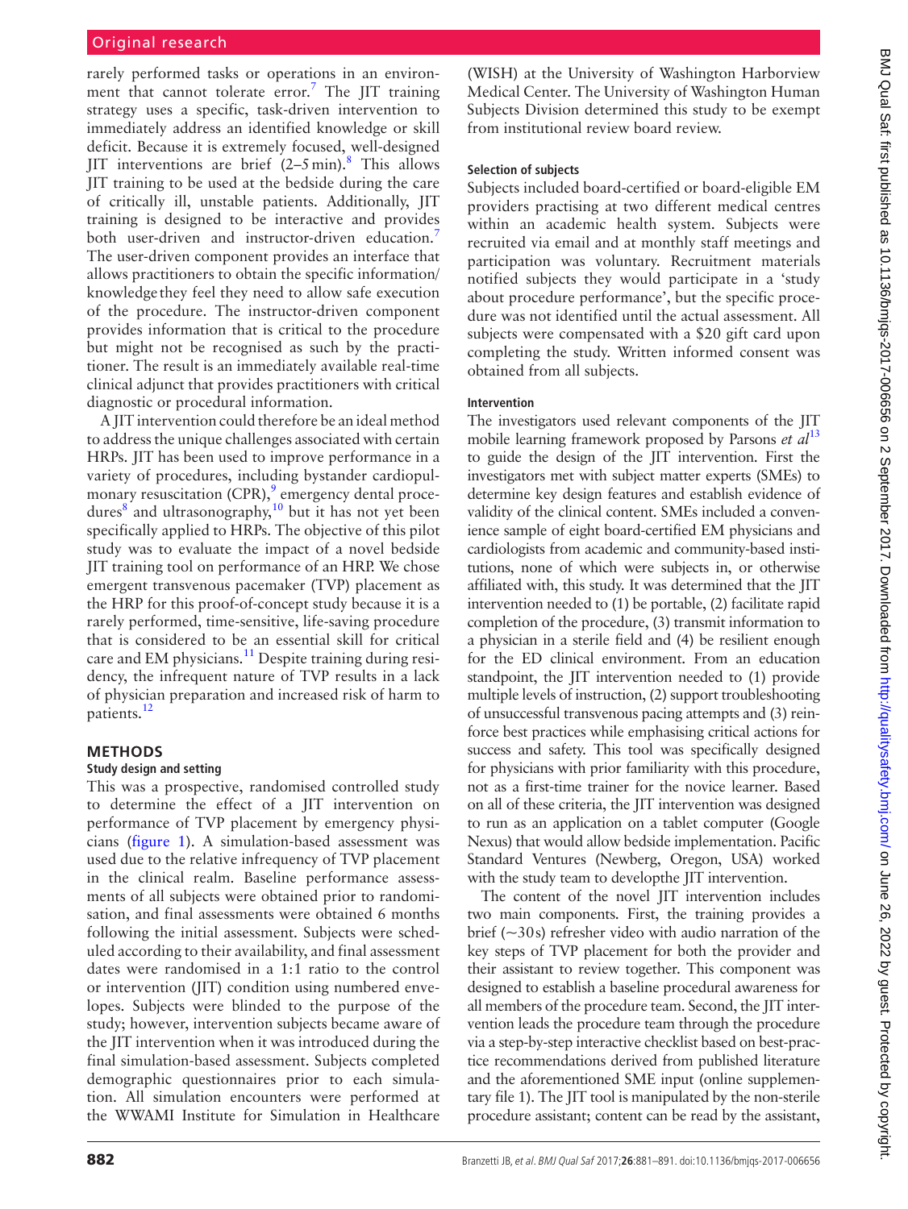rarely performed tasks or operations in an environment that cannot tolerate error.[7] The JIT training strategy uses a specific, task-driven intervention to immediately address an identified knowledge or skill deficit. Because it is extremely focused, well-designed JIT interventions are brief (2–5 min).[8] This allows JIT training to be used at the bedside during the care of critically ill, unstable patients. Additionally, JIT training is designed to be interactive and provides both user-driven and instructor-driven education.[7] The user-driven component provides an interface that allows practitioners to obtain the specific information/knowledge they feel they need to allow safe execution of the procedure. The instructor-driven component provides information that is critical to the procedure but might not be recognised as such by the practitioner. The result is an immediately available real-time clinical adjunct that provides practitioners with critical diagnostic or procedural information.

A JIT intervention could therefore be an ideal method to address the unique challenges associated with certain HRPs. JIT has been used to improve performance in a variety of procedures, including bystander cardiopulmonary resuscitation (CPR),[9] emergency dental procedures[8] and ultrasonography,[10] but it has not yet been specifically applied to HRPs. The objective of this pilot study was to evaluate the impact of a novel bedside JIT training tool on performance of an HRP. We chose emergent transvenous pacemaker (TVP) placement as the HRP for this proof-of-concept study because it is a rarely performed, time-sensitive, life-saving procedure that is considered to be an essential skill for critical care and EM physicians.[11] Despite training during residency, the infrequent nature of TVP results in a lack of physician preparation and increased risk of harm to patients.[12]

## METHODS

### Study design and setting

This was a prospective, randomised controlled study to determine the effect of a JIT intervention on performance of TVP placement by emergency physicians (figure 1). A simulation-based assessment was used due to the relative infrequency of TVP placement in the clinical realm. Baseline performance assessments of all subjects were obtained prior to randomisation, and final assessments were obtained 6 months following the initial assessment. Subjects were scheduled according to their availability, and final assessment dates were randomised in a 1:1 ratio to the control or intervention (JIT) condition using numbered envelopes. Subjects were blinded to the purpose of the study; however, intervention subjects became aware of the JIT intervention when it was introduced during the final simulation-based assessment. Subjects completed demographic questionnaires prior to each simulation. All simulation encounters were performed at the WWAMI Institute for Simulation in Healthcare (WISH) at the University of Washington Harborview Medical Center. The University of Washington Human Subjects Division determined this study to be exempt from institutional review board review.

### Selection of subjects

Subjects included board-certified or board-eligible EM providers practising at two different medical centres within an academic health system. Subjects were recruited via email and at monthly staff meetings and participation was voluntary. Recruitment materials notified subjects they would participate in a 'study about procedure performance', but the specific procedure was not identified until the actual assessment. All subjects were compensated with a $20 gift card upon completing the study. Written informed consent was obtained from all subjects.

### Intervention

The investigators used relevant components of the JIT mobile learning framework proposed by Parsons *et al*[13] to guide the design of the JIT intervention. First the investigators met with subject matter experts (SMEs) to determine key design features and establish evidence of validity of the clinical content. SMEs included a convenience sample of eight board-certified EM physicians and cardiologists from academic and community-based institutions, none of which were subjects in, or otherwise affiliated with, this study. It was determined that the JIT intervention needed to (1) be portable, (2) facilitate rapid completion of the procedure, (3) transmit information to a physician in a sterile field and (4) be resilient enough for the ED clinical environment. From an education standpoint, the JIT intervention needed to (1) provide multiple levels of instruction, (2) support troubleshooting of unsuccessful transvenous pacing attempts and (3) reinforce best practices while emphasising critical actions for success and safety. This tool was specifically designed for physicians with prior familiarity with this procedure, not as a first-time trainer for the novice learner. Based on all of these criteria, the JIT intervention was designed to run as an application on a tablet computer (Google Nexus) that would allow bedside implementation. Pacific Standard Ventures (Newberg, Oregon, USA) worked with the study team to developthe JIT intervention.

The content of the novel JIT intervention includes two main components. First, the training provides a brief (~30s) refresher video with audio narration of the key steps of TVP placement for both the provider and their assistant to review together. This component was designed to establish a baseline procedural awareness for all members of the procedure team. Second, the JIT intervention leads the procedure team through the procedure via a step-by-step interactive checklist based on best-practice recommendations derived from published literature and the aforementioned SME input (online supplementary file 1). The JIT tool is manipulated by the non-sterile procedure assistant; content can be read by the assistant,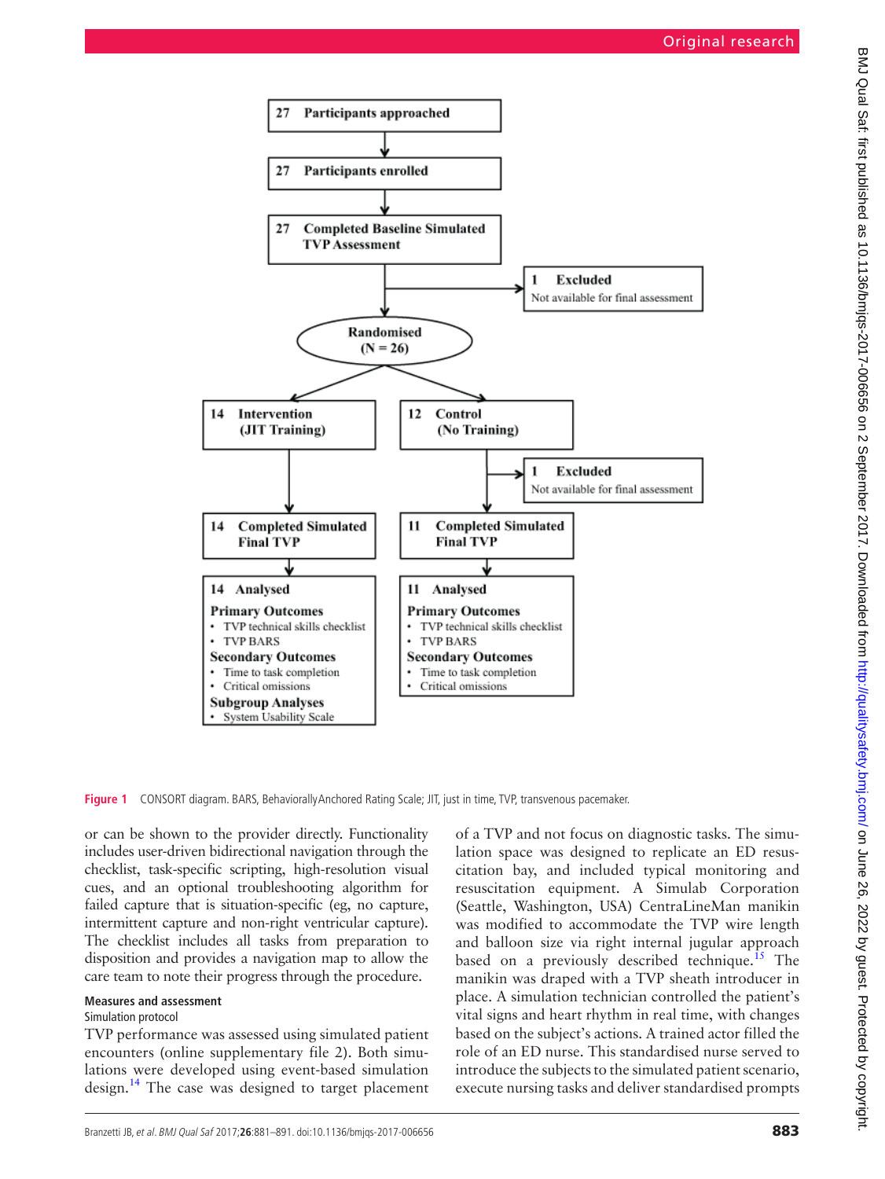27 Participants approached

27 Participants enrolled

27 Completed Baseline Simulated TVP Assessment

1 Excluded
Not available for final assessment

Randomised
(N = 26)

14 Intervention
(JIT Training)

12 Control
(No Training)

1 Excluded
Not available for final assessment

14 Completed Simulated Final TVP

11 Completed Simulated Final TVP

14 Analysed

Primary Outcomes
- TVP technical skills checklist
- TVP BARS

Secondary Outcomes
- Time to task completion
- Critical omissions

Subgroup Analyses
- System Usability Scale

11 Analysed

Primary Outcomes
- TVP technical skills checklist
- TVP BARS

Secondary Outcomes
- Time to task completion
- Critical omissions

**Figure 1** CONSORT diagram. BARS, Behaviorally Anchored Rating Scale; JIT, just in time, TVP, transvenous pacemaker.

or can be shown to the provider directly. Functionality includes user-driven bidirectional navigation through the checklist, task-specific scripting, high-resolution visual cues, and an optional troubleshooting algorithm for failed capture that is situation-specific (eg, no capture, intermittent capture and non-right ventricular capture). The checklist includes all tasks from preparation to disposition and provides a navigation map to allow the care team to note their progress through the procedure.

### Measures and assessment

#### Simulation protocol

TVP performance was assessed using simulated patient encounters (online supplementary file 2). Both simulations were developed using event-based simulation design.[14] The case was designed to target placement of a TVP and not focus on diagnostic tasks. The simulation space was designed to replicate an ED resuscitation bay, and included typical monitoring and resuscitation equipment. A Simulab Corporation (Seattle, Washington, USA) CentraLineMan manikin was modified to accommodate the TVP wire length and balloon size via right internal jugular approach based on a previously described technique.[15] The manikin was draped with a TVP sheath introducer in place. A simulation technician controlled the patient's vital signs and heart rhythm in real time, with changes based on the subject's actions. A trained actor filled the role of an ED nurse. This standardised nurse served to introduce the subjects to the simulated patient scenario, execute nursing tasks and deliver standardised prompts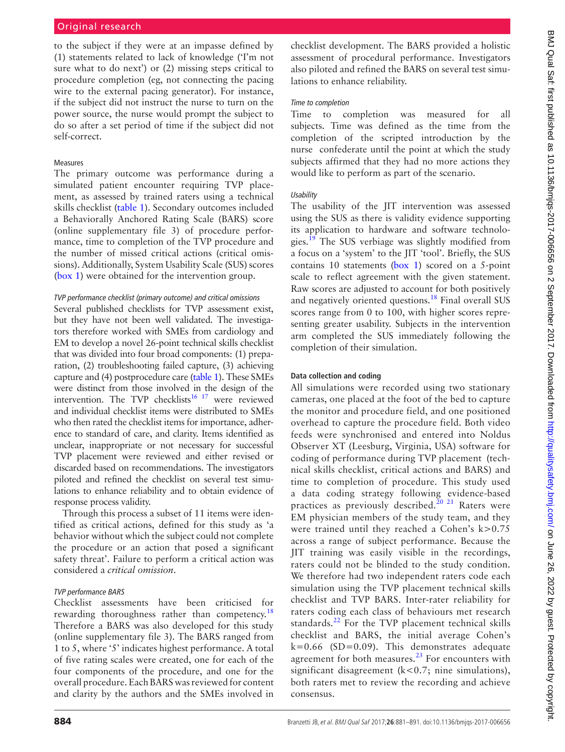to the subject if they were at an impasse defined by (1) statements related to lack of knowledge ('I'm not sure what to do next') or (2) missing steps critical to procedure completion (eg, not connecting the pacing wire to the external pacing generator). For instance, if the subject did not instruct the nurse to turn on the power source, the nurse would prompt the subject to do so after a set period of time if the subject did not self-correct.

### Measures

The primary outcome was performance during a simulated patient encounter requiring TVP placement, as assessed by trained raters using a technical skills checklist (table 1). Secondary outcomes included a Behaviorally Anchored Rating Scale (BARS) score (online supplementary file 3) of procedure performance, time to completion of the TVP procedure and the number of missed critical actions (critical omissions). Additionally, System Usability Scale (SUS) scores (box 1) were obtained for the intervention group.

#### *TVP performance checklist (primary outcome) and critical omissions*

Several published checklists for TVP assessment exist, but they have not been well validated. The investigators therefore worked with SMEs from cardiology and EM to develop a novel 26-point technical skills checklist that was divided into four broad components: (1) preparation, (2) troubleshooting failed capture, (3) achieving capture and (4) postprocedure care (table 1). These SMEs were distinct from those involved in the design of the intervention. The TVP checklists[16 17] were reviewed and individual checklist items were distributed to SMEs who then rated the checklist items for importance, adherence to standard of care, and clarity. Items identified as unclear, inappropriate or not necessary for successful TVP placement were reviewed and either revised or discarded based on recommendations. The investigators piloted and refined the checklist on several test simulations to enhance reliability and to obtain evidence of response process validity.

Through this process a subset of 11 items were identified as critical actions, defined for this study as 'a behavior without which the subject could not complete the procedure or an action that posed a significant safety threat'. Failure to perform a critical action was considered a *critical omission*.

#### *TVP performance BARS*

Checklist assessments have been criticised for rewarding thoroughness rather than competency.[18] Therefore a BARS was also developed for this study (online supplementary file 3). The BARS ranged from 1 to 5, where '5' indicates highest performance. A total of five rating scales were created, one for each of the four components of the procedure, and one for the overall procedure. Each BARS was reviewed for content and clarity by the authors and the SMEs involved in checklist development. The BARS provided a holistic assessment of procedural performance. Investigators also piloted and refined the BARS on several test simulations to enhance reliability.

#### *Time to completion*

Time to completion was measured for all subjects. Time was defined as the time from the completion of the scripted introduction by the nurse confederate until the point at which the study subjects affirmed that they had no more actions they would like to perform as part of the scenario.

#### *Usability*

The usability of the JIT intervention was assessed using the SUS as there is validity evidence supporting its application to hardware and software technologies.[19] The SUS verbiage was slightly modified from a focus on a 'system' to the JIT 'tool'. Briefly, the SUS contains 10 statements (box 1) scored on a 5-point scale to reflect agreement with the given statement. Raw scores are adjusted to account for both positively and negatively oriented questions.[18] Final overall SUS scores range from 0 to 100, with higher scores representing greater usability. Subjects in the intervention arm completed the SUS immediately following the completion of their simulation.

### Data collection and coding

All simulations were recorded using two stationary cameras, one placed at the foot of the bed to capture the monitor and procedure field, and one positioned overhead to capture the procedure field. Both video feeds were synchronised and entered into Noldus Observer XT (Leesburg, Virginia, USA) software for coding of performance during TVP placement (technical skills checklist, critical actions and BARS) and time to completion of procedure. This study used a data coding strategy following evidence-based practices as previously described.[20 21] Raters were EM physician members of the study team, and they were trained until they reached a Cohen's $k>0.75$ across a range of subject performance. Because the JIT training was easily visible in the recordings, raters could not be blinded to the study condition. We therefore had two independent raters code each simulation using the TVP placement technical skills checklist and TVP BARS. Inter-rater reliability for raters coding each class of behaviours met research standards.[22] For the TVP placement technical skills checklist and BARS, the initial average Cohen's $k=0.66$ ($SD=0.09$). This demonstrates adequate agreement for both measures.[23] For encounters with significant disagreement ($k<0.7$; nine simulations), both raters met to review the recording and achieve consensus.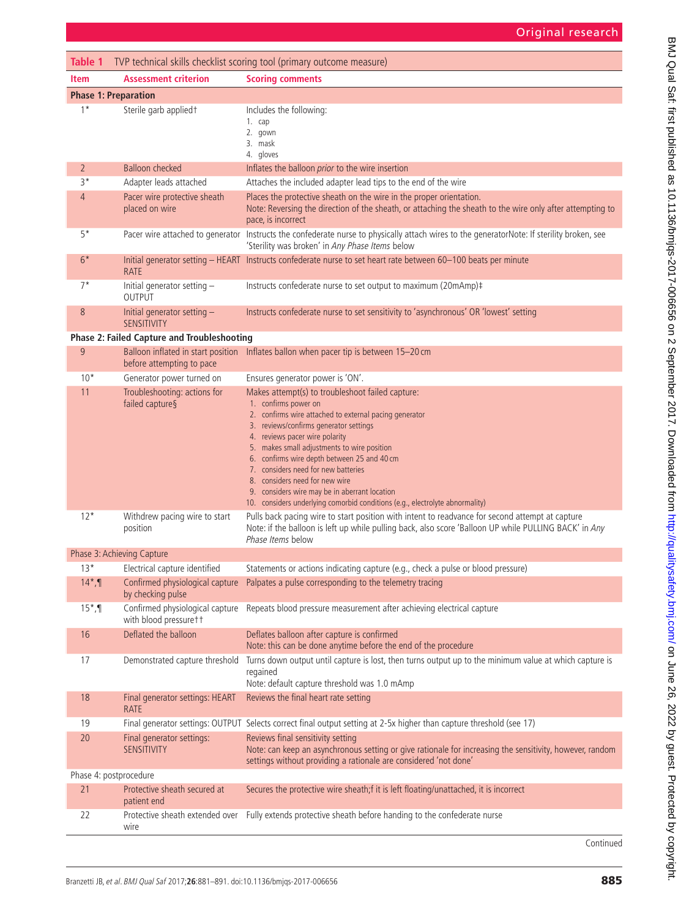**Table 1** TVP technical skills checklist scoring tool (primary outcome measure)

| Item | Assessment criterion | Scoring comments |
|---|---|---|
| **Phase 1: Preparation** | | |
| 1* | Sterile garb applied† | Includes the following: 1. cap 2. gown 3. mask 4. gloves |
| 2 | Balloon checked | Inflates the balloon *prior* to the wire insertion |
| 3* | Adapter leads attached | Attaches the included adapter lead tips to the end of the wire |
| 4 | Pacer wire protective sheath placed on wire | Places the protective sheath on the wire in the proper orientation. Note: Reversing the direction of the sheath, or attaching the sheath to the wire only after attempting to pace, is incorrect |
| 5* | Pacer wire attached to generator | Instructs the confederate nurse to physically attach wires to the generatorNote: If sterility broken, see 'Sterility was broken' in *Any Phase Items* below |
| 6* | Initial generator setting – HEART RATE | Instructs confederate nurse to set heart rate between 60–100 beats per minute |
| 7* | Initial generator setting – OUTPUT | Instructs confederate nurse to set output to maximum (20mAmp)‡ |
| 8 | Initial generator setting – SENSITIVITY | Instructs confederate nurse to set sensitivity to 'asynchronous' OR 'lowest' setting |
| **Phase 2: Failed Capture and Troubleshooting** | | |
| 9 | Balloon inflated in start position before attempting to pace | Inflates ballon when pacer tip is between 15–20 cm |
| 10* | Generator power turned on | Ensures generator power is 'ON'. |
| 11 | Troubleshooting: actions for failed capture§ | Makes attempt(s) to troubleshoot failed capture: 1. confirms power on 2. confirms wire attached to external pacing generator 3. reviews/confirms generator settings 4. reviews pacer wire polarity 5. makes small adjustments to wire position 6. confirms wire depth between 25 and 40 cm 7. considers need for new batteries 8. considers need for new wire 9. considers wire may be in aberrant location 10. considers underlying comorbid conditions (e.g., electrolyte abnormality) |
| 12* | Withdrew pacing wire to start position | Pulls back pacing wire to start position with intent to readvance for second attempt at capture Note: if the balloon is left up while pulling back, also score 'Balloon UP while PULLING BACK' in *Any Phase Items* below |
| Phase 3: Achieving Capture | | |
| 13* | Electrical capture identified | Statements or actions indicating capture (e.g., check a pulse or blood pressure) |
| 14*,¶ | Confirmed physiological capture by checking pulse | Palpates a pulse corresponding to the telemetry tracing |
| 15*,¶ | Confirmed physiological capture with blood pressure†† | Repeats blood pressure measurement after achieving electrical capture |
| 16 | Deflated the balloon | Deflates balloon after capture is confirmed Note: this can be done anytime before the end of the procedure |
| 17 | Demonstrated capture threshold | Turns down output until capture is lost, then turns output up to the minimum value at which capture is regained Note: default capture threshold was 1.0 mAmp |
| 18 | Final generator settings: HEART RATE | Reviews the final heart rate setting |
| 19 | Final generator settings: OUTPUT | Selects correct final output setting at 2-5x higher than capture threshold (see 17) |
| 20 | Final generator settings: SENSITIVITY | Reviews final sensitivity setting Note: can keep an asynchronous setting or give rationale for increasing the sensitivity, however, random settings without providing a rationale are considered 'not done' |
| Phase 4: postprocedure | | |
| 21 | Protective sheath secured at patient end | Secures the protective wire sheath;f it is left floating/unattached, it is incorrect |
| 22 | Protective sheath extended over wire | Fully extends protective sheath before handing to the confederate nurse |

Continued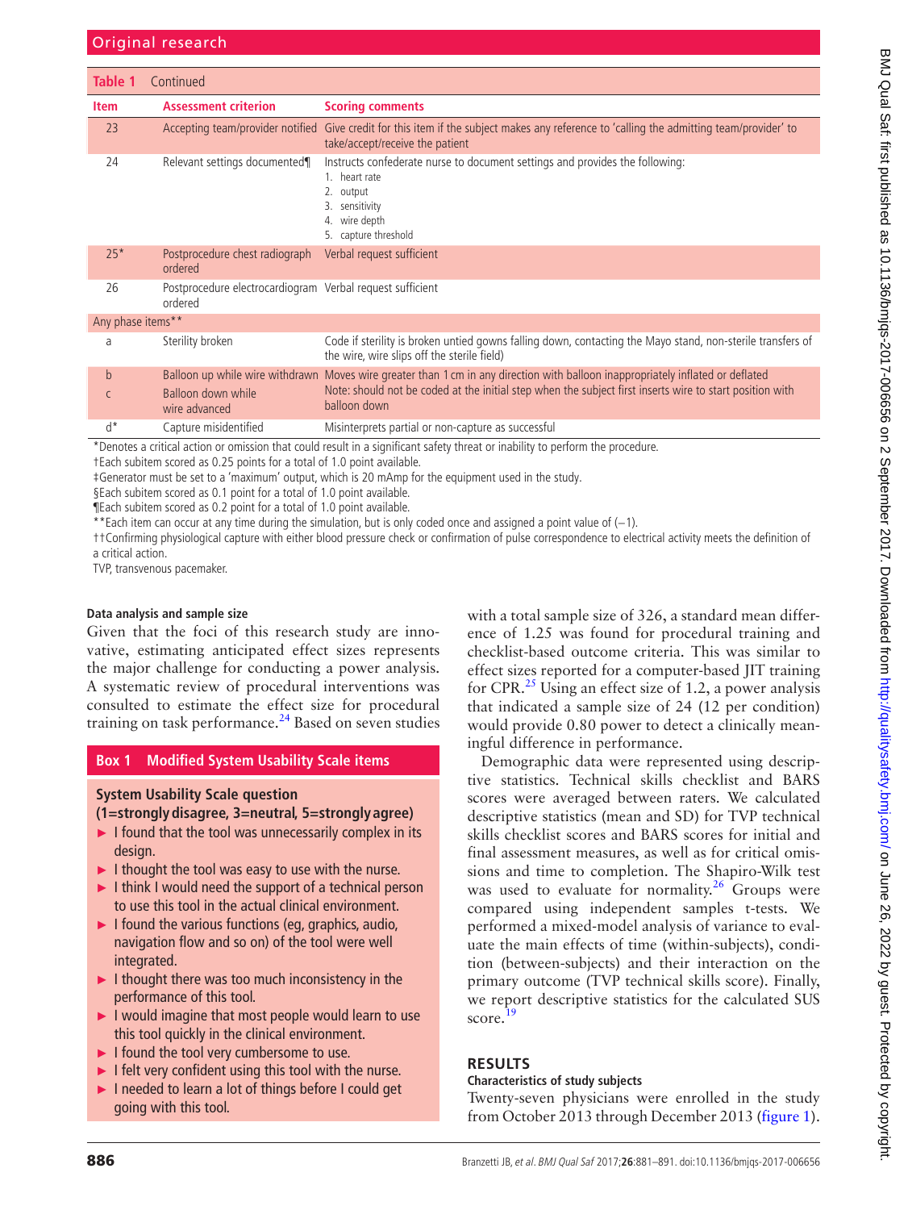**Table 1** Continued

| Item | Assessment criterion | Scoring comments |
|---|---|---|
| 23 | Accepting team/provider notified | Give credit for this item if the subject makes any reference to 'calling the admitting team/provider' to take/accept/receive the patient |
| 24 | Relevant settings documented¶ | Instructs confederate nurse to document settings and provides the following: 1. heart rate 2. output 3. sensitivity 4. wire depth 5. capture threshold |
| 25* | Postprocedure chest radiograph ordered | Verbal request sufficient |
| 26 | Postprocedure electrocardiogram ordered | Verbal request sufficient |
| Any phase items** | | |
| a | Sterility broken | Code if sterility is broken untied gowns falling down, contacting the Mayo stand, non-sterile transfers of the wire, wire slips off the sterile field) |
| b | Balloon up while wire withdrawn | Moves wire greater than 1 cm in any direction with balloon inappropriately inflated or deflated |
| c | Balloon down while wire advanced | Note: should not be coded at the initial step when the subject first inserts wire to start position with balloon down |
| d* | Capture misidentified | Misinterprets partial or non-capture as successful |

*Denotes a critical action or omission that could result in a significant safety threat or inability to perform the procedure.
†Each subitem scored as 0.25 points for a total of 1.0 point available.
‡Generator must be set to a 'maximum' output, which is 20 mAmp for the equipment used in the study.
§Each subitem scored as 0.1 point for a total of 1.0 point available.
¶Each subitem scored as 0.2 point for a total of 1.0 point available.
**Each item can occur at any time during the simulation, but is only coded once and assigned a point value of (−1).
††Confirming physiological capture with either blood pressure check or confirmation of pulse correspondence to electrical activity meets the definition of a critical action.
TVP, transvenous pacemaker.

#### Data analysis and sample size

Given that the foci of this research study are innovative, estimating anticipated effect sizes represents the major challenge for conducting a power analysis. A systematic review of procedural interventions was consulted to estimate the effect size for procedural training on task performance.[24] Based on seven studies with a total sample size of 326, a standard mean difference of 1.25 was found for procedural training and checklist-based outcome criteria. This was similar to effect sizes reported for a computer-based JIT training for CPR.[25] Using an effect size of 1.2, a power analysis that indicated a sample size of 24 (12 per condition) would provide 0.80 power to detect a clinically meaningful difference in performance.

Demographic data were represented using descriptive statistics. Technical skills checklist and BARS scores were averaged between raters. We calculated descriptive statistics (mean and SD) for TVP technical skills checklist scores and BARS scores for initial and final assessment measures, as well as for critical omissions and time to completion. The Shapiro-Wilk test was used to evaluate for normality.[26] Groups were compared using independent samples t-tests. We performed a mixed-model analysis of variance to evaluate the main effects of time (within-subjects), condition (between-subjects) and their interaction on the primary outcome (TVP technical skills score). Finally, we report descriptive statistics for the calculated SUS score.[19]

**Box 1 Modified System Usability Scale items**

**System Usability Scale question (1=strongly disagree, 3=neutral, 5=strongly agree)**

- I found that the tool was unnecessarily complex in its design.
- I thought the tool was easy to use with the nurse.
- I think I would need the support of a technical person to use this tool in the actual clinical environment.
- I found the various functions (eg, graphics, audio, navigation flow and so on) of the tool were well integrated.
- I thought there was too much inconsistency in the performance of this tool.
- I would imagine that most people would learn to use this tool quickly in the clinical environment.
- I found the tool very cumbersome to use.
- I felt very confident using this tool with the nurse.
- I needed to learn a lot of things before I could get going with this tool.

## RESULTS

#### Characteristics of study subjects

Twenty-seven physicians were enrolled in the study from October 2013 through December 2013 (figure 1).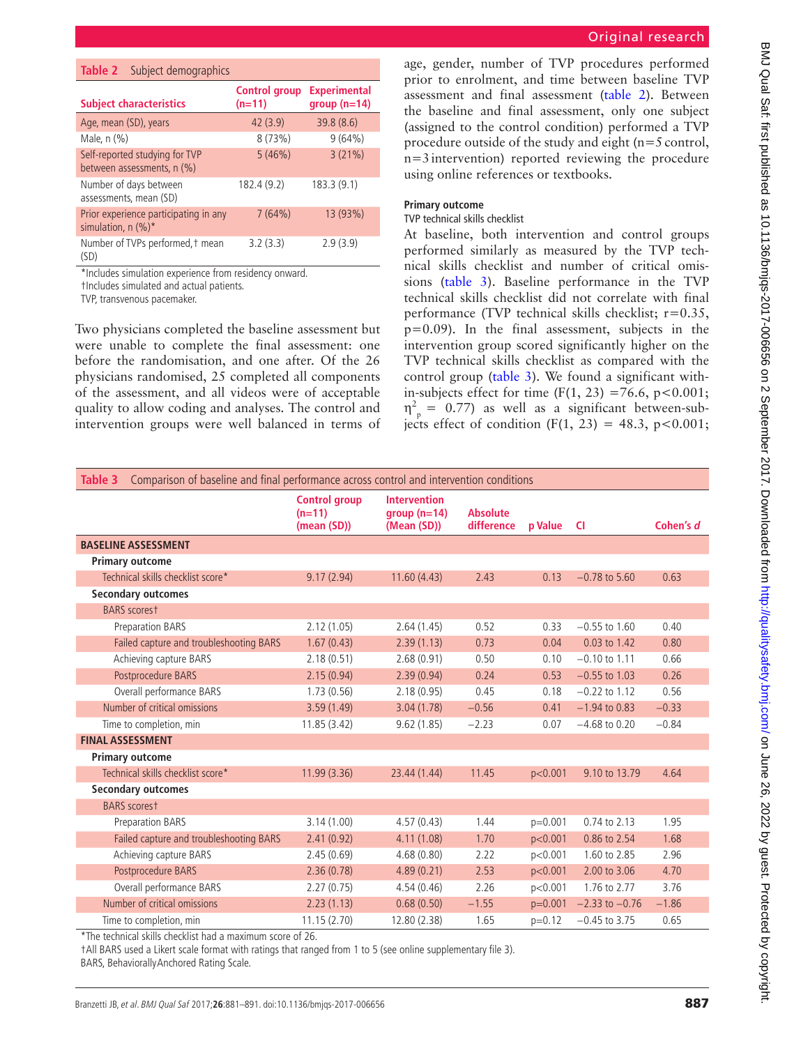**Table 2** Subject demographics

| Subject characteristics | Control group (n=11) | Experimental group (n=14) |
|---|---|---|
| Age, mean (SD), years | 42 (3.9) | 39.8 (8.6) |
| Male, n (%) | 8 (73%) | 9 (64%) |
| Self-reported studying for TVP between assessments, n (%) | 5 (46%) | 3 (21%) |
| Number of days between assessments, mean (SD) | 182.4 (9.2) | 183.3 (9.1) |
| Prior experience participating in any simulation, n (%)* | 7 (64%) | 13 (93%) |
| Number of TVPs performed,† mean (SD) | 3.2 (3.3) | 2.9 (3.9) |

*Includes simulation experience from residency onward.
†Includes simulated and actual patients.
TVP, transvenous pacemaker.

Two physicians completed the baseline assessment but were unable to complete the final assessment: one before the randomisation, and one after. Of the 26 physicians randomised, 25 completed all components of the assessment, and all videos were of acceptable quality to allow coding and analyses. The control and intervention groups were well balanced in terms of age, gender, number of TVP procedures performed prior to enrolment, and time between baseline TVP assessment and final assessment (table 2). Between the baseline and final assessment, only one subject (assigned to the control condition) performed a TVP procedure outside of the study and eight (n=5 control, n=3 intervention) reported reviewing the procedure using online references or textbooks.

#### Primary outcome

TVP technical skills checklist

At baseline, both intervention and control groups performed similarly as measured by the TVP technical skills checklist and number of critical omissions (table 3). Baseline performance in the TVP technical skills checklist did not correlate with final performance (TVP technical skills checklist; $r=0.35$, $p=0.09$). In the final assessment, subjects in the intervention group scored significantly higher on the TVP technical skills checklist as compared with the control group (table 3). We found a significant within-subjects effect for time ($F(1, 23)=76.6$, $p<0.001$; $\eta^2_p = 0.77$) as well as a significant between-subjects effect of condition ($F(1, 23) = 48.3$, $p<0.001$;

**Table 3** Comparison of baseline and final performance across control and intervention conditions

| | Control group (n=11) (mean (SD)) | Intervention group (n=14) (Mean (SD)) | Absolute difference | p Value | CI | Cohen's *d* |
|---|---|---|---|---|---|---|
| **BASELINE ASSESSMENT** | | | | | | |
| **Primary outcome** | | | | | | |
| Technical skills checklist score* | 9.17 (2.94) | 11.60 (4.43) | 2.43 | 0.13 | −0.78 to 5.60 | 0.63 |
| **Secondary outcomes** | | | | | | |
| BARS scores† | | | | | | |
| Preparation BARS | 2.12 (1.05) | 2.64 (1.45) | 0.52 | 0.33 | −0.55 to 1.60 | 0.40 |
| Failed capture and troubleshooting BARS | 1.67 (0.43) | 2.39 (1.13) | 0.73 | 0.04 | 0.03 to 1.42 | 0.80 |
| Achieving capture BARS | 2.18 (0.51) | 2.68 (0.91) | 0.50 | 0.10 | −0.10 to 1.11 | 0.66 |
| Postprocedure BARS | 2.15 (0.94) | 2.39 (0.94) | 0.24 | 0.53 | −0.55 to 1.03 | 0.26 |
| Overall performance BARS | 1.73 (0.56) | 2.18 (0.95) | 0.45 | 0.18 | −0.22 to 1.12 | 0.56 |
| Number of critical omissions | 3.59 (1.49) | 3.04 (1.78) | −0.56 | 0.41 | −1.94 to 0.83 | −0.33 |
| Time to completion, min | 11.85 (3.42) | 9.62 (1.85) | −2.23 | 0.07 | −4.68 to 0.20 | −0.84 |
| **FINAL ASSESSMENT** | | | | | | |
| **Primary outcome** | | | | | | |
| Technical skills checklist score* | 11.99 (3.36) | 23.44 (1.44) | 11.45 | p<0.001 | 9.10 to 13.79 | 4.64 |
| **Secondary outcomes** | | | | | | |
| BARS scores† | | | | | | |
| Preparation BARS | 3.14 (1.00) | 4.57 (0.43) | 1.44 | p=0.001 | 0.74 to 2.13 | 1.95 |
| Failed capture and troubleshooting BARS | 2.41 (0.92) | 4.11 (1.08) | 1.70 | p<0.001 | 0.86 to 2.54 | 1.68 |
| Achieving capture BARS | 2.45 (0.69) | 4.68 (0.80) | 2.22 | p<0.001 | 1.60 to 2.85 | 2.96 |
| Postprocedure BARS | 2.36 (0.78) | 4.89 (0.21) | 2.53 | p<0.001 | 2.00 to 3.06 | 4.70 |
| Overall performance BARS | 2.27 (0.75) | 4.54 (0.46) | 2.26 | p<0.001 | 1.76 to 2.77 | 3.76 |
| Number of critical omissions | 2.23 (1.13) | 0.68 (0.50) | −1.55 | p=0.001 | −2.33 to −0.76 | −1.86 |
| Time to completion, min | 11.15 (2.70) | 12.80 (2.38) | 1.65 | p=0.12 | −0.45 to 3.75 | 0.65 |

*The technical skills checklist had a maximum score of 26.
†All BARS used a Likert scale format with ratings that ranged from 1 to 5 (see online supplementary file 3).
BARS, Behaviorally Anchored Rating Scale.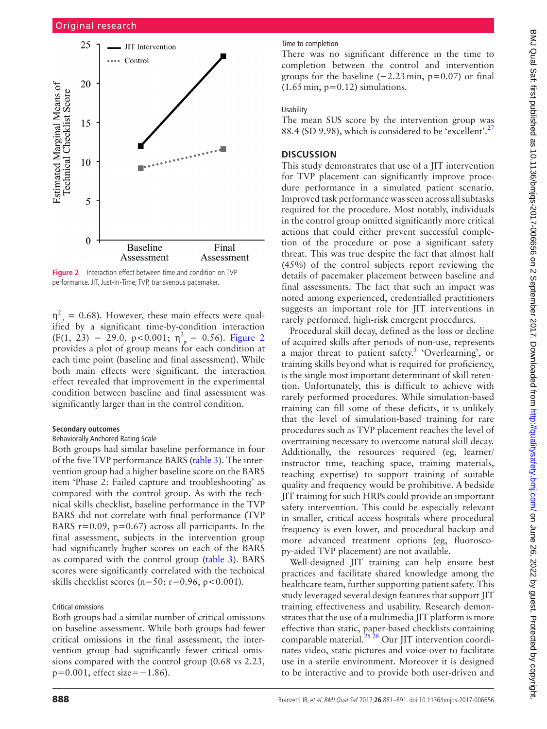Figure 2 Interaction effect between time and condition on TVP performance. JIT, Just-In-Time; TVP, transvenous pacemaker.

$\eta^2_p = 0.68$). However, these main effects were qualified by a significant time-by-condition interaction ($F(1, 23) = 29.0$, $p<0.001$; $\eta^2_p = 0.56$). Figure 2 provides a plot of group means for each condition at each time point (baseline and final assessment). While both main effects were significant, the interaction effect revealed that improvement in the experimental condition between baseline and final assessment was significantly larger than in the control condition.

#### Secondary outcomes

##### Behaviorally Anchored Rating Scale

Both groups had similar baseline performance in four of the five TVP performance BARS (table 3). The intervention group had a higher baseline score on the BARS item 'Phase 2: Failed capture and troubleshooting' as compared with the control group. As with the technical skills checklist, baseline performance in the TVP BARS did not correlate with final performance (TVP BARS $r=0.09$, $p=0.67$) across all participants. In the final assessment, subjects in the intervention group had significantly higher scores on each of the BARS as compared with the control group (table 3). BARS scores were significantly correlated with the technical skills checklist scores ($n=50$; $r=0.96$, $p<0.001$).

##### Critical omissions

Both groups had a similar number of critical omissions on baseline assessment. While both groups had fewer critical omissions in the final assessment, the intervention group had significantly fewer critical omissions compared with the control group (0.68 vs 2.23, $p=0.001$, effect size $=-1.86$).

##### Time to completion

There was no significant difference in the time to completion between the control and intervention groups for the baseline (−2.23 min, $p=0.07$) or final (1.65 min, $p=0.12$) simulations.

##### Usability

The mean SUS score by the intervention group was 88.4 (SD 9.98), which is considered to be 'excellent'.[27]

## DISCUSSION

This study demonstrates that use of a JIT intervention for TVP placement can significantly improve procedure performance in a simulated patient scenario. Improved task performance was seen across all subtasks required for the procedure. Most notably, individuals in the control group omitted significantly more critical actions that could either prevent successful completion of the procedure or pose a significant safety threat. This was true despite the fact that almost half (45%) of the control subjects report reviewing the details of pacemaker placement between baseline and final assessments. The fact that such an impact was noted among experienced, credentialled practitioners suggests an important role for JIT interventions in rarely performed, high-risk emergent procedures.

Procedural skill decay, defined as the loss or decline of acquired skills after periods of non-use, represents a major threat to patient safety.[5] 'Overlearning', or training skills beyond what is required for proficiency, is the single most important determinant of skill retention. Unfortunately, this is difficult to achieve with rarely performed procedures. While simulation-based training can fill some of these deficits, it is unlikely that the level of simulation-based training for rare procedures such as TVP placement reaches the level of overtraining necessary to overcome natural skill decay. Additionally, the resources required (eg, learner/instructor time, teaching space, training materials, teaching expertise) to support training of suitable quality and frequency would be prohibitive. A bedside JIT training for such HRPs could provide an important safety intervention. This could be especially relevant in smaller, critical access hospitals where procedural frequency is even lower, and procedural backup and more advanced treatment options (eg, fluoroscopy-aided TVP placement) are not available.

Well-designed JIT training can help ensure best practices and facilitate shared knowledge among the healthcare team, further supporting patient safety. This study leveraged several design features that support JIT training effectiveness and usability. Research demonstrates that the use of a multimedia JIT platform is more effective than static, paper-based checklists containing comparable material.[25 28] Our JIT intervention coordinates video, static pictures and voice-over to facilitate use in a sterile environment. Moreover it is designed to be interactive and to provide both user-driven and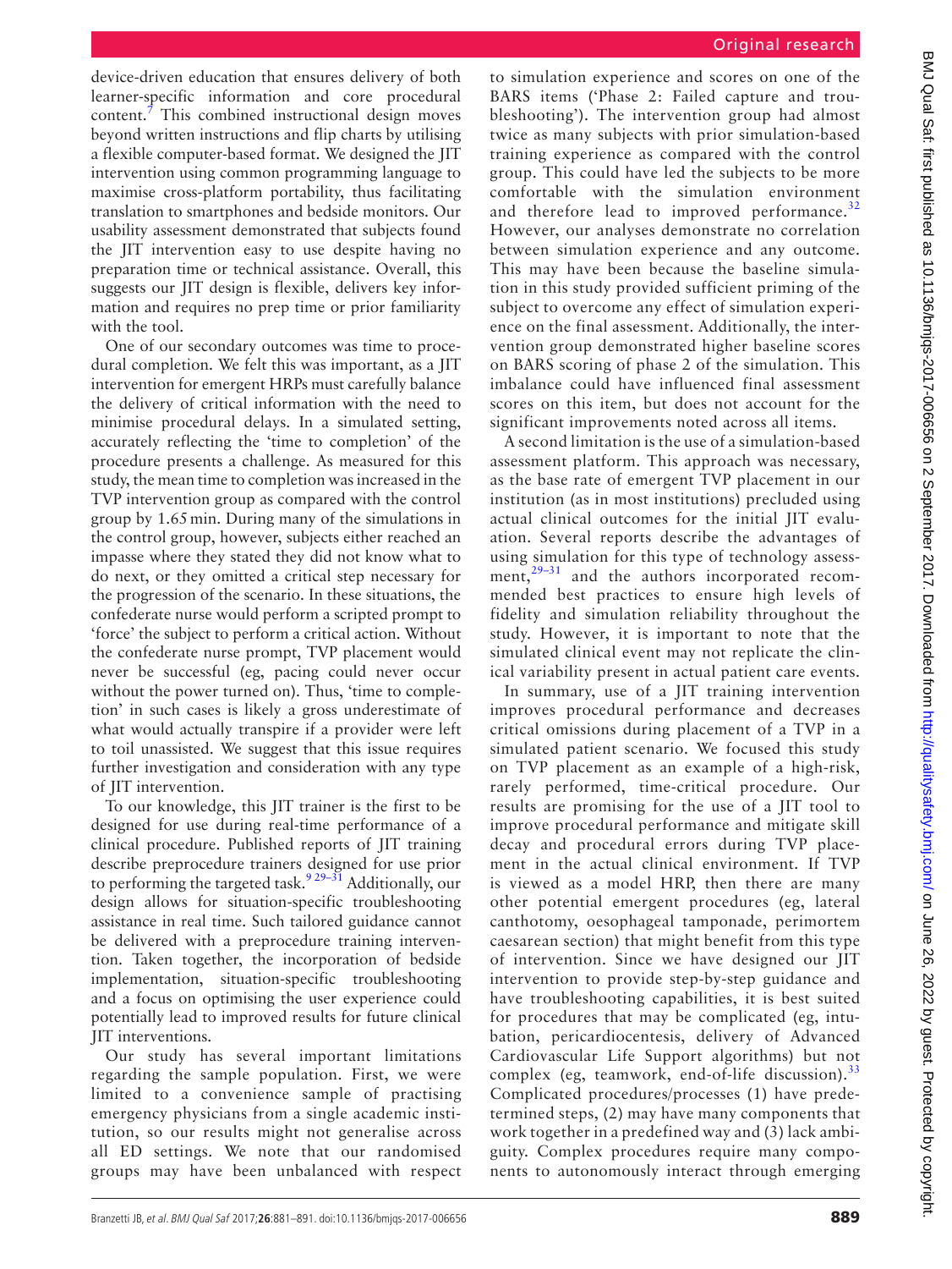device-driven education that ensures delivery of both learner-specific information and core procedural content.[7] This combined instructional design moves beyond written instructions and flip charts by utilising a flexible computer-based format. We designed the JIT intervention using common programming language to maximise cross-platform portability, thus facilitating translation to smartphones and bedside monitors. Our usability assessment demonstrated that subjects found the JIT intervention easy to use despite having no preparation time or technical assistance. Overall, this suggests our JIT design is flexible, delivers key information and requires no prep time or prior familiarity with the tool.

One of our secondary outcomes was time to procedural completion. We felt this was important, as a JIT intervention for emergent HRPs must carefully balance the delivery of critical information with the need to minimise procedural delays. In a simulated setting, accurately reflecting the 'time to completion' of the procedure presents a challenge. As measured for this study, the mean time to completion was increased in the TVP intervention group as compared with the control group by 1.65 min. During many of the simulations in the control group, however, subjects either reached an impasse where they stated they did not know what to do next, or they omitted a critical step necessary for the progression of the scenario. In these situations, the confederate nurse would perform a scripted prompt to 'force' the subject to perform a critical action. Without the confederate nurse prompt, TVP placement would never be successful (eg, pacing could never occur without the power turned on). Thus, 'time to completion' in such cases is likely a gross underestimate of what would actually transpire if a provider were left to toil unassisted. We suggest that this issue requires further investigation and consideration with any type of JIT intervention.

To our knowledge, this JIT trainer is the first to be designed for use during real-time performance of a clinical procedure. Published reports of JIT training describe preprocedure trainers designed for use prior to performing the targeted task.[9 29–31] Additionally, our design allows for situation-specific troubleshooting assistance in real time. Such tailored guidance cannot be delivered with a preprocedure training intervention. Taken together, the incorporation of bedside implementation, situation-specific troubleshooting and a focus on optimising the user experience could potentially lead to improved results for future clinical JIT interventions.

Our study has several important limitations regarding the sample population. First, we were limited to a convenience sample of practising emergency physicians from a single academic institution, so our results might not generalise across all ED settings. We note that our randomised groups may have been unbalanced with respect to simulation experience and scores on one of the BARS items ('Phase 2: Failed capture and troubleshooting'). The intervention group had almost twice as many subjects with prior simulation-based training experience as compared with the control group. This could have led the subjects to be more comfortable with the simulation environment and therefore lead to improved performance.[32] However, our analyses demonstrate no correlation between simulation experience and any outcome. This may have been because the baseline simulation in this study provided sufficient priming of the subject to overcome any effect of simulation experience on the final assessment. Additionally, the intervention group demonstrated higher baseline scores on BARS scoring of phase 2 of the simulation. This imbalance could have influenced final assessment scores on this item, but does not account for the significant improvements noted across all items.

A second limitation is the use of a simulation-based assessment platform. This approach was necessary, as the base rate of emergent TVP placement in our institution (as in most institutions) precluded using actual clinical outcomes for the initial JIT evaluation. Several reports describe the advantages of using simulation for this type of technology assessment,[29–31] and the authors incorporated recommended best practices to ensure high levels of fidelity and simulation reliability throughout the study. However, it is important to note that the simulated clinical event may not replicate the clinical variability present in actual patient care events.

In summary, use of a JIT training intervention improves procedural performance and decreases critical omissions during placement of a TVP in a simulated patient scenario. We focused this study on TVP placement as an example of a high-risk, rarely performed, time-critical procedure. Our results are promising for the use of a JIT tool to improve procedural performance and mitigate skill decay and procedural errors during TVP placement in the actual clinical environment. If TVP is viewed as a model HRP, then there are many other potential emergent procedures (eg, lateral canthotomy, oesophageal tamponade, perimortem caesarean section) that might benefit from this type of intervention. Since we have designed our JIT intervention to provide step-by-step guidance and have troubleshooting capabilities, it is best suited for procedures that may be complicated (eg, intubation, pericardiocentesis, delivery of Advanced Cardiovascular Life Support algorithms) but not complex (eg, teamwork, end-of-life discussion).[33] Complicated procedures/processes (1) have predetermined steps, (2) may have many components that work together in a predefined way and (3) lack ambiguity. Complex procedures require many components to autonomously interact through emerging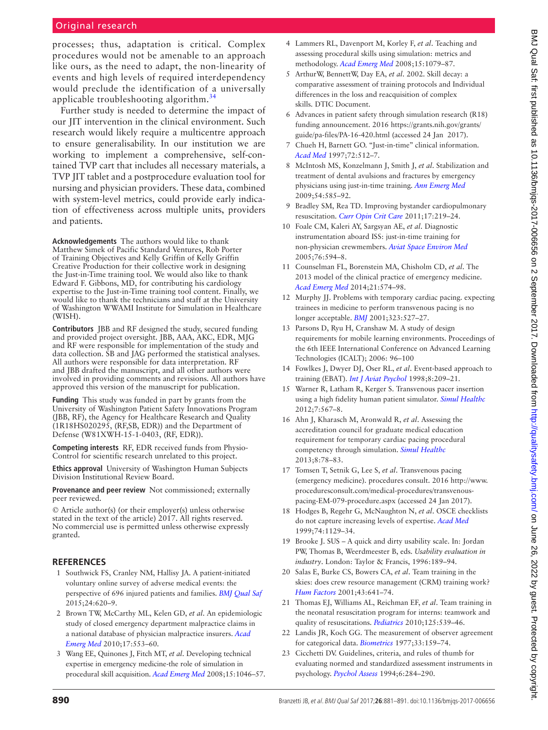processes; thus, adaptation is critical. Complex procedures would not be amenable to an approach like ours, as the need to adapt, the non-linearity of events and high levels of required interdependency would preclude the identification of a universally applicable troubleshooting algorithm.[34]

Further study is needed to determine the impact of our JIT intervention in the clinical environment. Such research would likely require a multicentre approach to ensure generalisability. In our institution we are working to implement a comprehensive, self-contained TVP cart that includes all necessary materials, a TVP JIT tablet and a postprocedure evaluation tool for nursing and physician providers. These data, combined with system-level metrics, could provide early indication of effectiveness across multiple units, providers and patients.

**Acknowledgements** The authors would like to thank Matthew Simek of Pacific Standard Ventures, Rob Porter of Training Objectives and Kelly Griffin of Kelly Griffin Creative Production for their collective work in designing the Just-in-Time training tool. We would also like to thank Edward F. Gibbons, MD, for contributing his cardiology expertise to the Just-in-Time training tool content. Finally, we would like to thank the technicians and staff at the University of Washington WWAMI Institute for Simulation in Healthcare (WISH).

**Contributors** JBB and RF designed the study, secured funding and provided project oversight. JBB, AAA, AKC, EDR, MJG and RF were responsible for implementation of the study and data collection. SB and JAG performed the statistical analyses. All authors were responsible for data interpretation. RF and JBB drafted the manuscript, and all other authors were involved in providing comments and revisions. All authors have approved this version of the manuscript for publication.

**Funding** This study was funded in part by grants from the University of Washington Patient Safety Innovations Program (JBB, RF), the Agency for Healthcare Research and Quality (1R18HS020295, (RF,SB, EDR)) and the Department of Defense (W81XWH-15-1-0403, (RF, EDR)).

**Competing interests** RF, EDR received funds from Physio-Control for scientific research unrelated to this project.

**Ethics approval** University of Washington Human Subjects Division Institutional Review Board.

**Provenance and peer review** Not commissioned; externally peer reviewed.

© Article author(s) (or their employer(s) unless otherwise stated in the text of the article) 2017. All rights reserved. No commercial use is permitted unless otherwise expressly granted.

## REFERENCES

1. Southwick FS, Cranley NM, Hallisy JA. A patient-initiated voluntary online survey of adverse medical events: the perspective of 696 injured patients and families. *BMJ Qual Saf* 2015;24:620–9.
2. Brown TW, McCarthy ML, Kelen GD, *et al*. An epidemiologic study of closed emergency department malpractice claims in a national database of physician malpractice insurers. *Acad Emerg Med* 2010;17:553–60.
3. Wang EE, Quinones J, Fitch MT, *et al*. Developing technical expertise in emergency medicine-the role of simulation in procedural skill acquisition. *Acad Emerg Med* 2008;15:1046–57.
4. Lammers RL, Davenport M, Korley F, *et al*. Teaching and assessing procedural skills using simulation: metrics and methodology. *Acad Emerg Med* 2008;15:1079–87.
5. ArthurW, BennettW, Day EA, *et al*. 2002. Skill decay: a comparative assessment of training protocols and Individual differences in the loss and reacquisition of complex skills. DTIC Document.
6. Advances in patient safety through simulation research (R18) funding announcement. 2016 https://grants.nih.gov/grants/guide/pa-files/PA-16-420.html (accessed 24 Jan 2017).
7. Chueh H, Barnett GO. "Just-in-time" clinical information. *Acad Med* 1997;72:512–7.
8. McIntosh MS, Konzelmann J, Smith J, *et al*. Stabilization and treatment of dental avulsions and fractures by emergency physicians using just-in-time training. *Ann Emerg Med* 2009;54:585–92.
9. Bradley SM, Rea TD. Improving bystander cardiopulmonary resuscitation. *Curr Opin Crit Care* 2011;17:219–24.
10. Foale CM, Kaleri AY, Sargsyan AE, *et al*. Diagnostic instrumentation aboard ISS: just-in-time training for non-physician crewmembers. *Aviat Space Environ Med* 2005;76:594–8.
11. Counselman FL, Borenstein MA, Chisholm CD, *et al*. The 2013 model of the clinical practice of emergency medicine. *Acad Emerg Med* 2014;21:574–98.
12. Murphy JJ. Problems with temporary cardiac pacing. expecting trainees in medicine to perform transvenous pacing is no longer acceptable. *BMJ* 2001;323:527–27.
13. Parsons D, Ryu H, Cranshaw M. A study of design requirements for mobile learning environments. Proceedings of the 6th IEEE International Conference on Advanced Learning Technologies (ICALT); 2006: 96–100
14. Fowlkes J, Dwyer DJ, Oser RL, *et al*. Event-based approach to training (EBAT). *Int J Aviat Psychol* 1998;8:209–21.
15. Warner R, Latham R, Kerger S. Transvenous pacer insertion using a high fidelity human patient simulator. *Simul Healthc* 2012;7:567–8.
16. Ahn J, Kharasch M, Aronwald R, *et al*. Assessing the accreditation council for graduate medical education requirement for temporary cardiac pacing procedural competency through simulation. *Simul Healthc* 2013;8:78–83.
17. Tomsen T, Setnik G, Lee S, *et al*. Transvenous pacing (emergency medicine). procedures consult. 2016 http://www.proceduresconsult.com/medical-procedures/transvenous-pacing-EM-079-procedure.aspx (accessed 24 Jan 2017).
18. Hodges B, Regehr G, McNaughton N, *et al*. OSCE checklists do not capture increasing levels of expertise. *Acad Med* 1999;74:1129–34.
19. Brooke J. SUS – A quick and dirty usability scale. In: Jordan PW, Thomas B, Weerdmeester B, eds. *Usability evaluation in industry*. London: Taylor & Francis, 1996:189–94.
20. Salas E, Burke CS, Bowers CA, *et al*. Team training in the skies: does crew resource management (CRM) training work? *Hum Factors* 2001;43:641–74.
21. Thomas EJ, Williams AL, Reichman EF, *et al*. Team training in the neonatal resuscitation program for interns: teamwork and quality of resuscitations. *Pediatrics* 2010;125:539–46.
22. Landis JR, Koch GG. The measurement of observer agreement for categorical data. *Biometrics* 1977;33:159–74.
23. Cicchetti DV. Guidelines, criteria, and rules of thumb for evaluating normed and standardized assessment instruments in psychology. *Psychol Assess* 1994;6:284–290.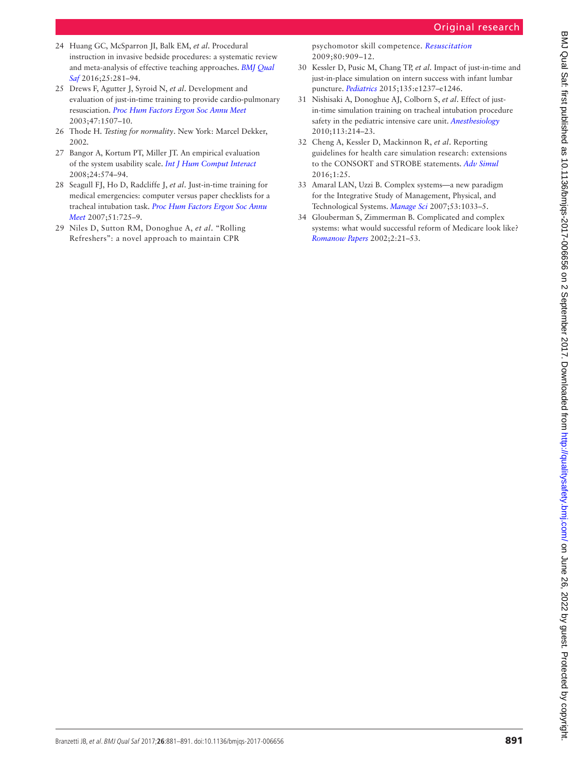24 Huang GC, McSparron JI, Balk EM, *et al*. Procedural instruction in invasive bedside procedures: a systematic review and meta-analysis of effective teaching approaches. *BMJ Qual Saf* 2016;25:281–94.

25 Drews F, Agutter J, Syroid N, *et al*. Development and evaluation of just-in-time training to provide cardio-pulmonary resuscitation. *Proc Hum Factors Ergon Soc Annu Meet* 2003;47:1507–10.

26 Thode H. *Testing for normality*. New York: Marcel Dekker, 2002.

27 Bangor A, Kortum PT, Miller JT. An empirical evaluation of the system usability scale. *Int J Hum Comput Interact* 2008;24:574–94.

28 Seagull FJ, Ho D, Radcliffe J, *et al*. Just-in-time training for medical emergencies: computer versus paper checklists for a tracheal intubation task. *Proc Hum Factors Ergon Soc Annu Meet* 2007;51:725–9.

29 Niles D, Sutton RM, Donoghue A, *et al*. "Rolling Refreshers": a novel approach to maintain CPR psychomotor skill competence. *Resuscitation* 2009;80:909–12.

30 Kessler D, Pusic M, Chang TP, *et al*. Impact of just-in-time and just-in-place simulation on intern success with infant lumbar puncture. *Pediatrics* 2015;135:e1237–e1246.

31 Nishisaki A, Donoghue AJ, Colborn S, *et al*. Effect of just-in-time simulation training on tracheal intubation procedure safety in the pediatric intensive care unit. *Anesthesiology* 2010;113:214–23.

32 Cheng A, Kessler D, Mackinnon R, *et al*. Reporting guidelines for health care simulation research: extensions to the CONSORT and STROBE statements. *Adv Simul* 2016;1:25.

33 Amaral LAN, Uzzi B. Complex systems—a new paradigm for the Integrative Study of Management, Physical, and Technological Systems. *Manage Sci* 2007;53:1033–5.

34 Glouberman S, Zimmerman B. Complicated and complex systems: what would successful reform of Medicare look like? *Romanow Papers* 2002;2:21–53.